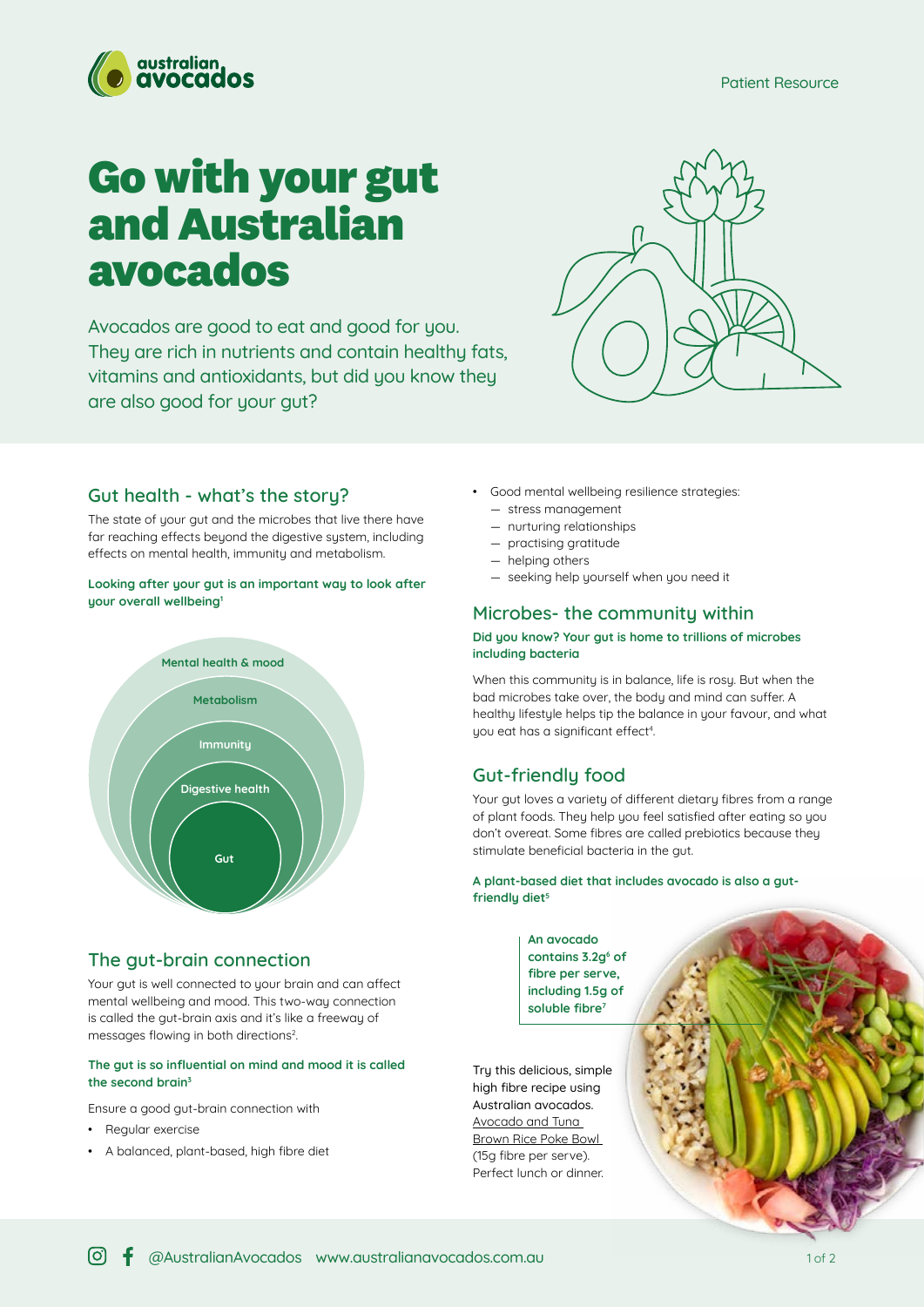Patient Resource

# Go with your gut and Australian avocados

Avocados are good to eat and good for you. They are rich in nutrients and contain healthy fats, vitamins and antioxidants, but did you know they are also good for your gut?

## Gut health - what's the story?

The state of your gut and the microbes that live there have far reaching effects beyond the digestive system, including effects on mental health, immunity and metabolism.

**Looking after your gut is an important way to look after your overall wellbeing[1]**

Mental health & mood

Metabolism

Immunity

Digestive health

Gut

## The gut-brain connection

Your gut is well connected to your brain and can affect mental wellbeing and mood. This two-way connection is called the gut-brain axis and it's like a freeway of messages flowing in both directions[2].

**The gut is so influential on mind and mood it is called the second brain[3]**

Ensure a good gut-brain connection with

- Regular exercise
- A balanced, plant-based, high fibre diet
- Good mental wellbeing resilience strategies:
  - stress management
  - nurturing relationships
  - practising gratitude
  - helping others
  - seeking help yourself when you need it

## Microbes- the community within

**Did you know? Your gut is home to trillions of microbes including bacteria**

When this community is in balance, life is rosy. But when the bad microbes take over, the body and mind can suffer. A healthy lifestyle helps tip the balance in your favour, and what you eat has a significant effect[4].

## Gut-friendly food

Your gut loves a variety of different dietary fibres from a range of plant foods. They help you feel satisfied after eating so you don't overeat. Some fibres are called prebiotics because they stimulate beneficial bacteria in the gut.

**A plant-based diet that includes avocado is also a gut-friendly diet[5]**

**An avocado contains 3.2g[6] of fibre per serve, including 1.5g of soluble fibre[7]**

Try this delicious, simple high fibre recipe using Australian avocados. Avocado and Tuna Brown Rice Poke Bowl (15g fibre per serve). Perfect lunch or dinner.

@AustralianAvocados www.australianavocados.com.au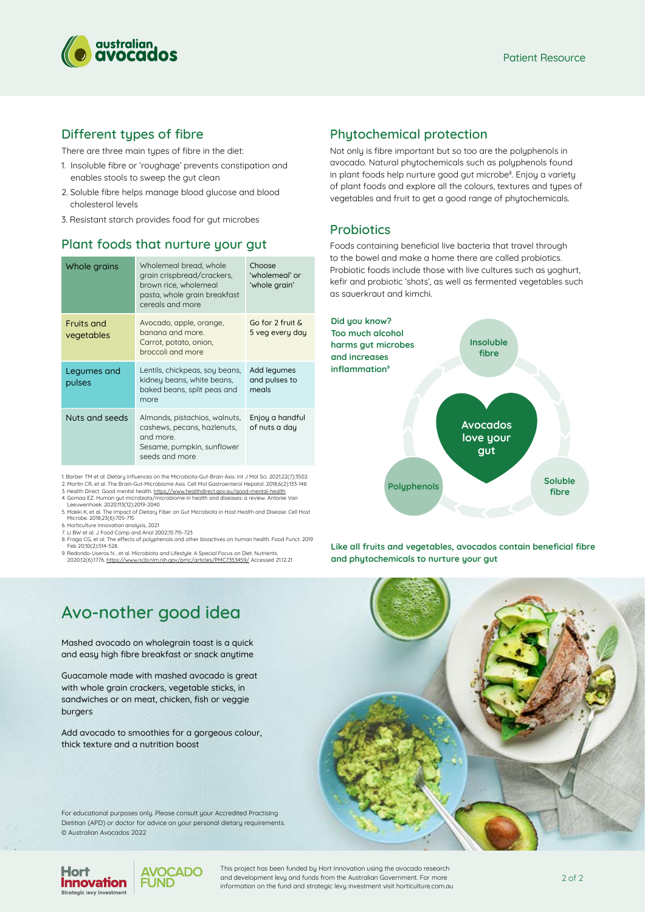## Different types of fibre

There are three main types of fibre in the diet:

1. Insoluble fibre or 'roughage' prevents constipation and enables stools to sweep the gut clean
2. Soluble fibre helps manage blood glucose and blood cholesterol levels
3. Resistant starch provides food for gut microbes

## Plant foods that nurture your gut

| | | |
|---|---|---|
| Whole grains | Wholemeal bread, whole grain crispbread/crackers, brown rice, wholemeal pasta, whole grain breakfast cereals and more | Choose 'wholemeal' or 'whole grain' |
| Fruits and vegetables | Avocado, apple, orange, banana and more. Carrot, potato, onion, broccoli and more | Go for 2 fruit & 5 veg every day |
| Legumes and pulses | Lentils, chickpeas, soy beans, kidney beans, white beans, baked beans, split peas and more | Add legumes and pulses to meals |
| Nuts and seeds | Almonds, pistachios, walnuts, cashews, pecans, hazlenuts, and more. Sesame, pumpkin, sunflower seeds and more | Enjoy a handful of nuts a day |

1. Barber TM et al. Dietary Influences on the Microbiota-Gut-Brain Axis. Int J Mol Sci. 2021;22(7):3502.
2. Martin CR, et al. The Brain-Gut-Microbiome Axis. Cell Mol Gastroenterol Hepatol. 2018;6(2):133-148
3. Health Direct. Good mental health. https://www.healthdirect.gov.au/good-mental-health
4. Gomaa EZ. Human gut microbiota/microbiome in health and diseases: a review. Antonie Van Leeuwenhoek. 2020;113(12):2019-2040
5. Makki K, et al. The Impact of Dietary Fiber on Gut Microbiota in Host Health and Disease. Cell Host Microbe. 2018;23(6):705-715
6. Horticulture Innovation analysis, 2021
7. Li BW et al. J Food Comp and Anal 2002;15:715-723
8. Fraga CG, et al. The effects of polyphenols and other bioactives on human health. Food Funct. 2019 Feb 20;10(2):514-528.
9. Redondo-Useros N , et al. Microbiota and Lifestyle: A Special Focus on Diet. Nutrients. 2020;12(6):1776. https://www.ncbi.nlm.nih.gov/pmc/articles/PMC7353459/ Accessed 21.12.21

## Phytochemical protection

Not only is fibre important but so too are the polyphenols in avocado. Natural phytochemicals such as polyphenols found in plant foods help nurture good gut microbe[8]. Enjoy a variety of plant foods and explore all the colours, textures and types of vegetables and fruit to get a good range of phytochemicals.

## Probiotics

Foods containing beneficial live bacteria that travel through to the bowel and make a home there are called probiotics. Probiotic foods include those with live cultures such as yoghurt, kefir and probiotic 'shots', as well as fermented vegetables such as sauerkraut and kimchi.

**Did you know? Too much alcohol harms gut microbes and increases inflammation[9]**

Insoluble fibre

Avocados love your gut

Polyphenols

Soluble fibre

**Like all fruits and vegetables, avocados contain beneficial fibre and phytochemicals to nurture your gut**

# Avo-nother good idea

Mashed avocado on wholegrain toast is a quick and easy high fibre breakfast or snack anytime

Guacamole made with mashed avocado is great with whole grain crackers, vegetable sticks, in sandwiches or on meat, chicken, fish or veggie burgers

Add avocado to smoothies for a gorgeous colour, thick texture and a nutrition boost

For educational purposes only. Please consult your Accredited Practising Dietitian (APD) or doctor for advice on your personal dietary requirements. © Australian Avocados 2022

This project has been funded by Hort Innovation using the avocado research and development levy and funds from the Australian Government. For more information on the fund and strategic levy investment visit horticulture.com.au